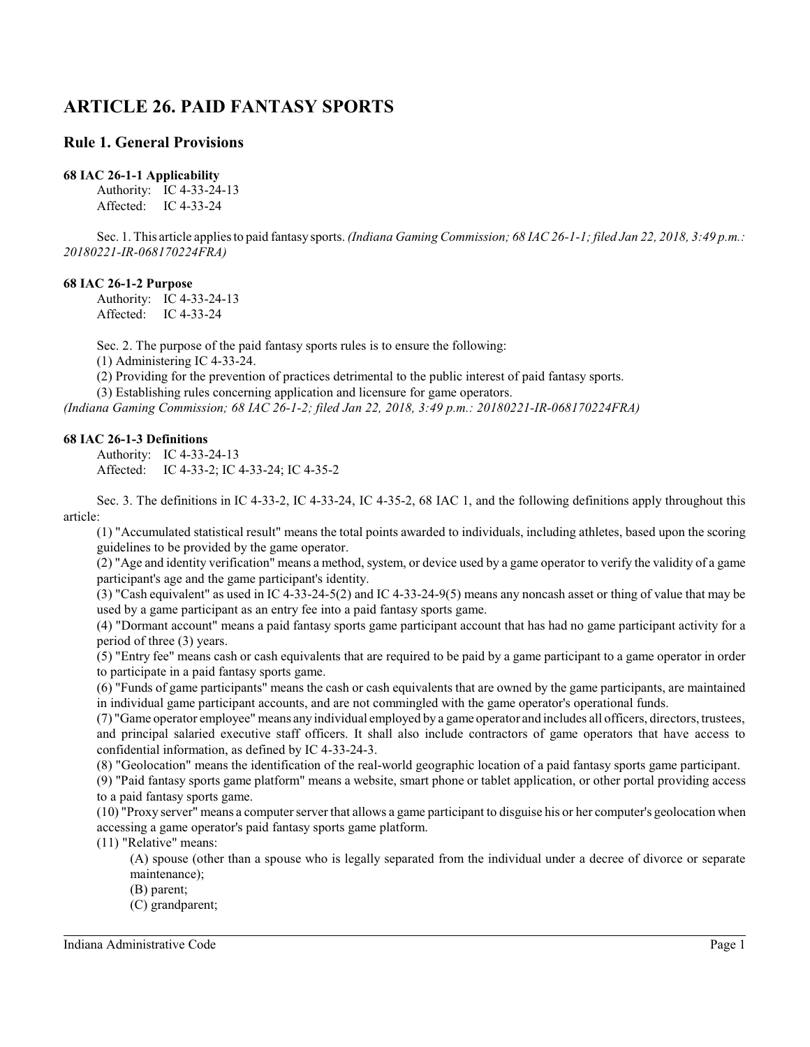# ARTICLE 26. PAID FANTASY SPORTS

## Rule 1. General Provisions

### 68 IAC 26-1-1 Applicability

Authority: IC 4-33-24-13
Affected: IC 4-33-24

Sec. 1. This article applies to paid fantasy sports. *(Indiana Gaming Commission; 68 IAC 26-1-1; filed Jan 22, 2018, 3:49 p.m.: 20180221-IR-068170224FRA)*

### 68 IAC 26-1-2 Purpose

Authority: IC 4-33-24-13
Affected: IC 4-33-24

Sec. 2. The purpose of the paid fantasy sports rules is to ensure the following:

(1) Administering IC 4-33-24.
(2) Providing for the prevention of practices detrimental to the public interest of paid fantasy sports.
(3) Establishing rules concerning application and licensure for game operators.

*(Indiana Gaming Commission; 68 IAC 26-1-2; filed Jan 22, 2018, 3:49 p.m.: 20180221-IR-068170224FRA)*

### 68 IAC 26-1-3 Definitions

Authority: IC 4-33-24-13
Affected: IC 4-33-2; IC 4-33-24; IC 4-35-2

Sec. 3. The definitions in IC 4-33-2, IC 4-33-24, IC 4-35-2, 68 IAC 1, and the following definitions apply throughout this article:

(1) "Accumulated statistical result" means the total points awarded to individuals, including athletes, based upon the scoring guidelines to be provided by the game operator.
(2) "Age and identity verification" means a method, system, or device used by a game operator to verify the validity of a game participant's age and the game participant's identity.
(3) "Cash equivalent" as used in IC 4-33-24-5(2) and IC 4-33-24-9(5) means any noncash asset or thing of value that may be used by a game participant as an entry fee into a paid fantasy sports game.
(4) "Dormant account" means a paid fantasy sports game participant account that has had no game participant activity for a period of three (3) years.
(5) "Entry fee" means cash or cash equivalents that are required to be paid by a game participant to a game operator in order to participate in a paid fantasy sports game.
(6) "Funds of game participants" means the cash or cash equivalents that are owned by the game participants, are maintained in individual game participant accounts, and are not commingled with the game operator's operational funds.
(7) "Game operator employee" means any individual employed by a game operator and includes all officers, directors, trustees, and principal salaried executive staff officers. It shall also include contractors of game operators that have access to confidential information, as defined by IC 4-33-24-3.
(8) "Geolocation" means the identification of the real-world geographic location of a paid fantasy sports game participant.
(9) "Paid fantasy sports game platform" means a website, smart phone or tablet application, or other portal providing access to a paid fantasy sports game.
(10) "Proxy server" means a computer server that allows a game participant to disguise his or her computer's geolocation when accessing a game operator's paid fantasy sports game platform.
(11) "Relative" means:

(A) spouse (other than a spouse who is legally separated from the individual under a decree of divorce or separate maintenance);
(B) parent;
(C) grandparent;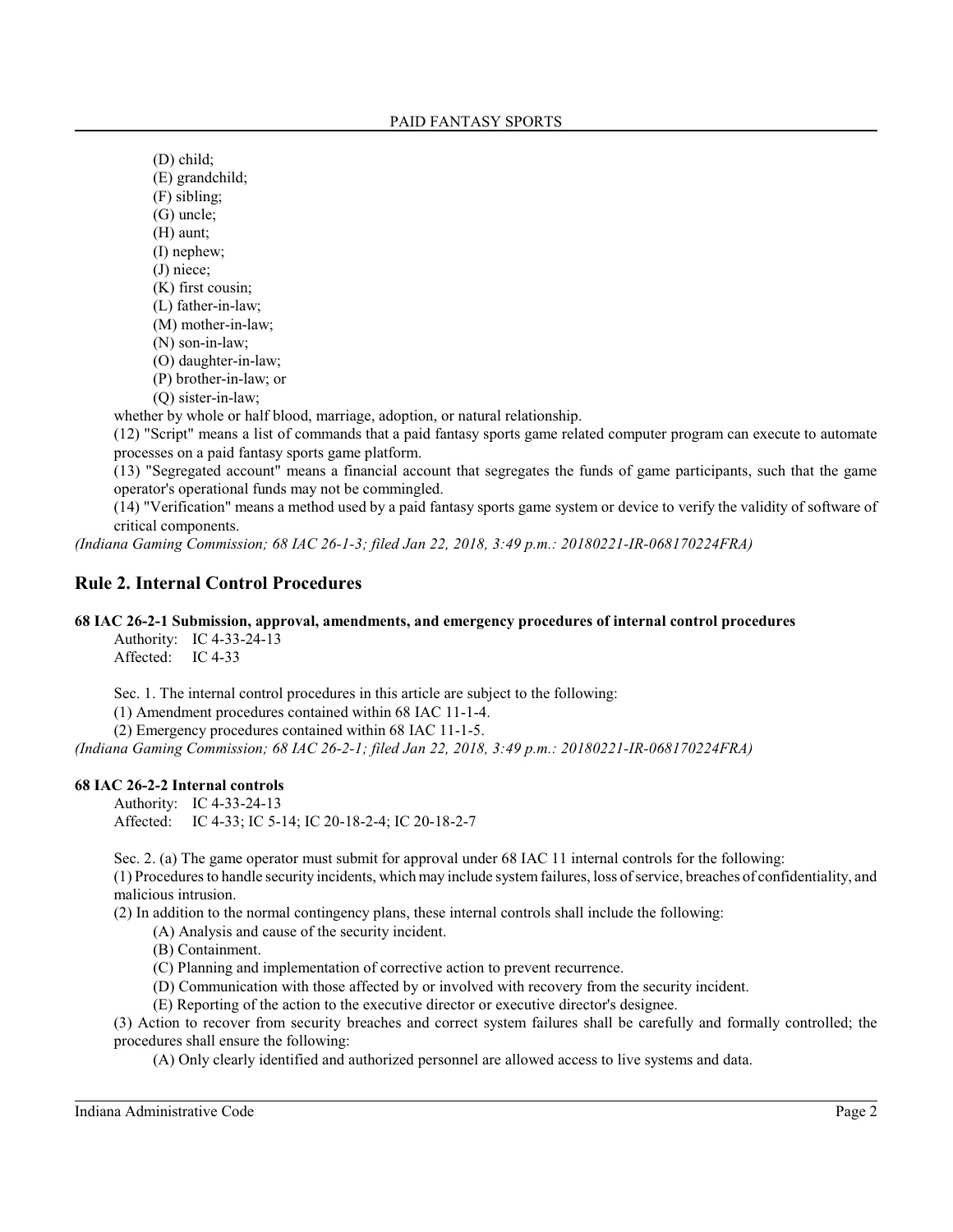(D) child;
(E) grandchild;
(F) sibling;
(G) uncle;
(H) aunt;
(I) nephew;
(J) niece;
(K) first cousin;
(L) father-in-law;
(M) mother-in-law;
(N) son-in-law;
(O) daughter-in-law;
(P) brother-in-law; or
(Q) sister-in-law;

whether by whole or half blood, marriage, adoption, or natural relationship.

(12) "Script" means a list of commands that a paid fantasy sports game related computer program can execute to automate processes on a paid fantasy sports game platform.

(13) "Segregated account" means a financial account that segregates the funds of game participants, such that the game operator's operational funds may not be commingled.

(14) "Verification" means a method used by a paid fantasy sports game system or device to verify the validity of software of critical components.

*(Indiana Gaming Commission; 68 IAC 26-1-3; filed Jan 22, 2018, 3:49 p.m.: 20180221-IR-068170224FRA)*

## Rule 2. Internal Control Procedures

**68 IAC 26-2-1 Submission, approval, amendments, and emergency procedures of internal control procedures**

Authority: IC 4-33-24-13
Affected: IC 4-33

Sec. 1. The internal control procedures in this article are subject to the following:

(1) Amendment procedures contained within 68 IAC 11-1-4.

(2) Emergency procedures contained within 68 IAC 11-1-5.

*(Indiana Gaming Commission; 68 IAC 26-2-1; filed Jan 22, 2018, 3:49 p.m.: 20180221-IR-068170224FRA)*

**68 IAC 26-2-2 Internal controls**

Authority: IC 4-33-24-13
Affected: IC 4-33; IC 5-14; IC 20-18-2-4; IC 20-18-2-7

Sec. 2. (a) The game operator must submit for approval under 68 IAC 11 internal controls for the following:

(1) Procedures to handle security incidents, which may include system failures, loss of service, breaches of confidentiality, and malicious intrusion.

(2) In addition to the normal contingency plans, these internal controls shall include the following:

(A) Analysis and cause of the security incident.
(B) Containment.
(C) Planning and implementation of corrective action to prevent recurrence.
(D) Communication with those affected by or involved with recovery from the security incident.
(E) Reporting of the action to the executive director or executive director's designee.

(3) Action to recover from security breaches and correct system failures shall be carefully and formally controlled; the procedures shall ensure the following:

(A) Only clearly identified and authorized personnel are allowed access to live systems and data.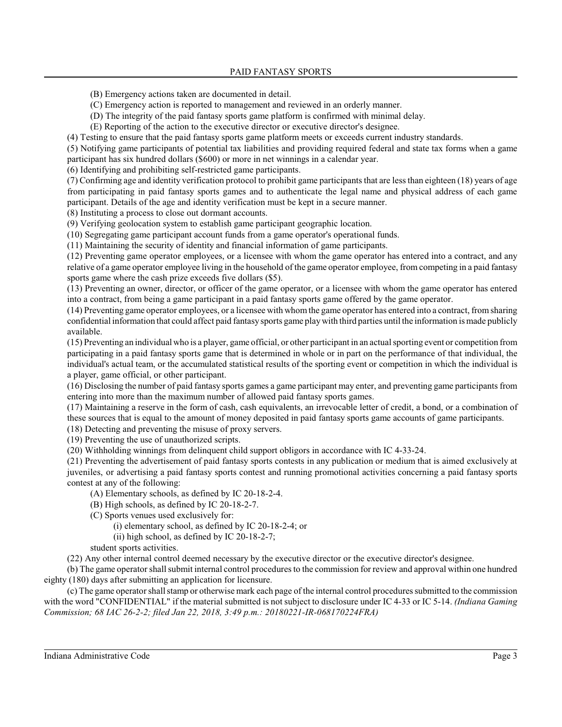(B) Emergency actions taken are documented in detail.

(C) Emergency action is reported to management and reviewed in an orderly manner.

(D) The integrity of the paid fantasy sports game platform is confirmed with minimal delay.

(E) Reporting of the action to the executive director or executive director's designee.

(4) Testing to ensure that the paid fantasy sports game platform meets or exceeds current industry standards.

(5) Notifying game participants of potential tax liabilities and providing required federal and state tax forms when a game participant has six hundred dollars ($600) or more in net winnings in a calendar year.

(6) Identifying and prohibiting self-restricted game participants.

(7) Confirming age and identity verification protocol to prohibit game participants that are less than eighteen (18) years of age from participating in paid fantasy sports games and to authenticate the legal name and physical address of each game participant. Details of the age and identity verification must be kept in a secure manner.

(8) Instituting a process to close out dormant accounts.

(9) Verifying geolocation system to establish game participant geographic location.

(10) Segregating game participant account funds from a game operator's operational funds.

(11) Maintaining the security of identity and financial information of game participants.

(12) Preventing game operator employees, or a licensee with whom the game operator has entered into a contract, and any relative of a game operator employee living in the household of the game operator employee, from competing in a paid fantasy sports game where the cash prize exceeds five dollars ($5).

(13) Preventing an owner, director, or officer of the game operator, or a licensee with whom the game operator has entered into a contract, from being a game participant in a paid fantasy sports game offered by the game operator.

(14) Preventing game operator employees, or a licensee with whom the game operator has entered into a contract, from sharing confidential information that could affect paid fantasy sports game play with third parties until the information is made publicly available.

(15) Preventing an individual who is a player, game official, or other participant in an actual sporting event or competition from participating in a paid fantasy sports game that is determined in whole or in part on the performance of that individual, the individual's actual team, or the accumulated statistical results of the sporting event or competition in which the individual is a player, game official, or other participant.

(16) Disclosing the number of paid fantasy sports games a game participant may enter, and preventing game participants from entering into more than the maximum number of allowed paid fantasy sports games.

(17) Maintaining a reserve in the form of cash, cash equivalents, an irrevocable letter of credit, a bond, or a combination of these sources that is equal to the amount of money deposited in paid fantasy sports game accounts of game participants.

(18) Detecting and preventing the misuse of proxy servers.

(19) Preventing the use of unauthorized scripts.

(20) Withholding winnings from delinquent child support obligors in accordance with IC 4-33-24.

(21) Preventing the advertisement of paid fantasy sports contests in any publication or medium that is aimed exclusively at juveniles, or advertising a paid fantasy sports contest and running promotional activities concerning a paid fantasy sports contest at any of the following:

(A) Elementary schools, as defined by IC 20-18-2-4.

(B) High schools, as defined by IC 20-18-2-7.

(C) Sports venues used exclusively for:

(i) elementary school, as defined by IC 20-18-2-4; or

(ii) high school, as defined by IC 20-18-2-7;

student sports activities.

(22) Any other internal control deemed necessary by the executive director or the executive director's designee.

(b) The game operator shall submit internal control procedures to the commission for review and approval within one hundred eighty (180) days after submitting an application for licensure.

(c) The game operator shall stamp or otherwise mark each page of the internal control procedures submitted to the commission with the word "CONFIDENTIAL" if the material submitted is not subject to disclosure under IC 4-33 or IC 5-14. *(Indiana Gaming Commission; 68 IAC 26-2-2; filed Jan 22, 2018, 3:49 p.m.: 20180221-IR-068170224FRA)*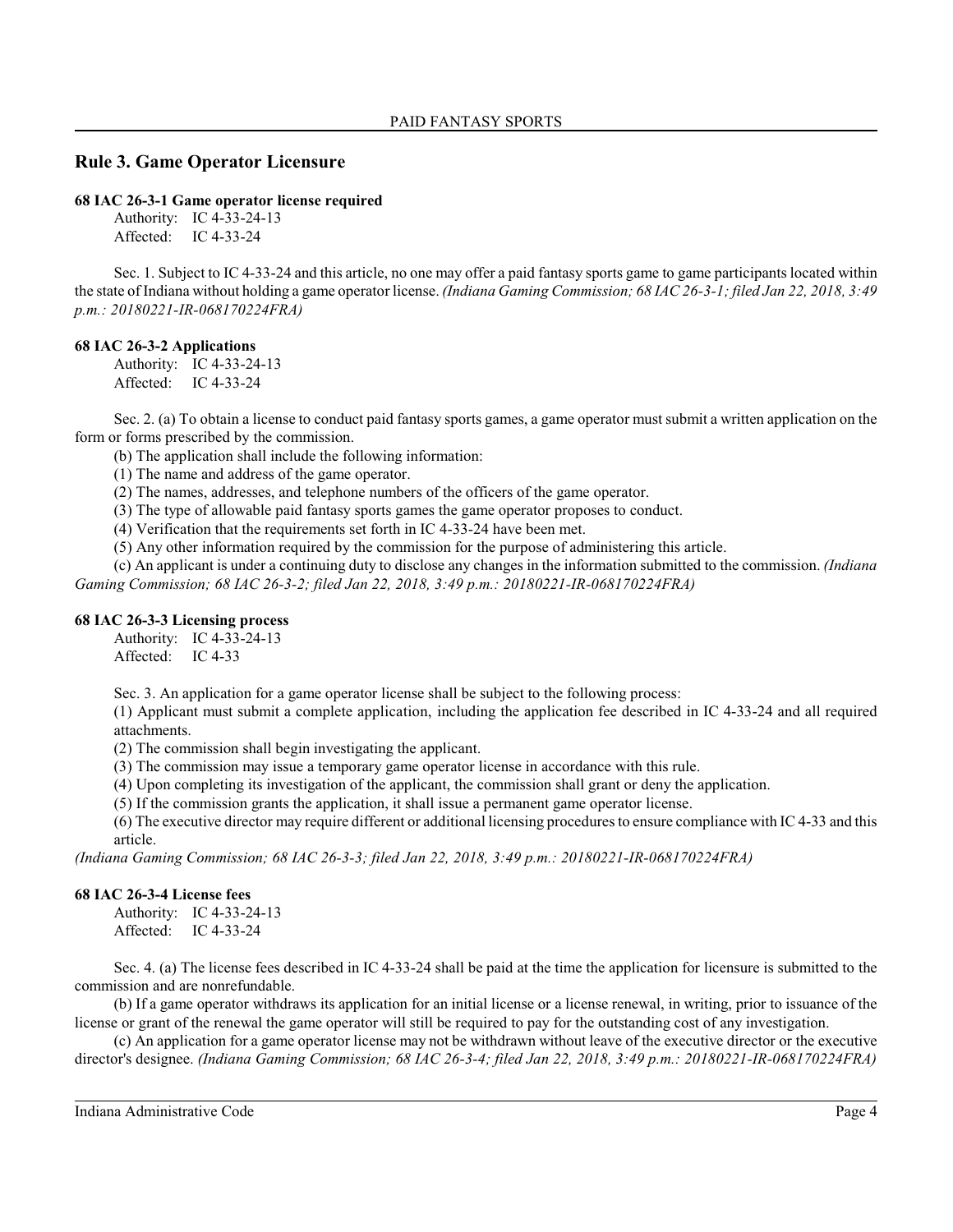## Rule 3. Game Operator Licensure

**68 IAC 26-3-1 Game operator license required**

Authority: IC 4-33-24-13
Affected: IC 4-33-24

Sec. 1. Subject to IC 4-33-24 and this article, no one may offer a paid fantasy sports game to game participants located within the state of Indiana without holding a game operator license. *(Indiana Gaming Commission; 68 IAC 26-3-1; filed Jan 22, 2018, 3:49 p.m.: 20180221-IR-068170224FRA)*

**68 IAC 26-3-2 Applications**

Authority: IC 4-33-24-13
Affected: IC 4-33-24

Sec. 2. (a) To obtain a license to conduct paid fantasy sports games, a game operator must submit a written application on the form or forms prescribed by the commission.

(b) The application shall include the following information:

(1) The name and address of the game operator.

(2) The names, addresses, and telephone numbers of the officers of the game operator.

(3) The type of allowable paid fantasy sports games the game operator proposes to conduct.

(4) Verification that the requirements set forth in IC 4-33-24 have been met.

(5) Any other information required by the commission for the purpose of administering this article.

(c) An applicant is under a continuing duty to disclose any changes in the information submitted to the commission. *(Indiana Gaming Commission; 68 IAC 26-3-2; filed Jan 22, 2018, 3:49 p.m.: 20180221-IR-068170224FRA)*

**68 IAC 26-3-3 Licensing process**

Authority: IC 4-33-24-13
Affected: IC 4-33

Sec. 3. An application for a game operator license shall be subject to the following process:

(1) Applicant must submit a complete application, including the application fee described in IC 4-33-24 and all required attachments.

(2) The commission shall begin investigating the applicant.

(3) The commission may issue a temporary game operator license in accordance with this rule.

(4) Upon completing its investigation of the applicant, the commission shall grant or deny the application.

(5) If the commission grants the application, it shall issue a permanent game operator license.

(6) The executive director may require different or additional licensing procedures to ensure compliance with IC 4-33 and this article.

*(Indiana Gaming Commission; 68 IAC 26-3-3; filed Jan 22, 2018, 3:49 p.m.: 20180221-IR-068170224FRA)*

**68 IAC 26-3-4 License fees**

Authority: IC 4-33-24-13
Affected: IC 4-33-24

Sec. 4. (a) The license fees described in IC 4-33-24 shall be paid at the time the application for licensure is submitted to the commission and are nonrefundable.

(b) If a game operator withdraws its application for an initial license or a license renewal, in writing, prior to issuance of the license or grant of the renewal the game operator will still be required to pay for the outstanding cost of any investigation.

(c) An application for a game operator license may not be withdrawn without leave of the executive director or the executive director's designee. *(Indiana Gaming Commission; 68 IAC 26-3-4; filed Jan 22, 2018, 3:49 p.m.: 20180221-IR-068170224FRA)*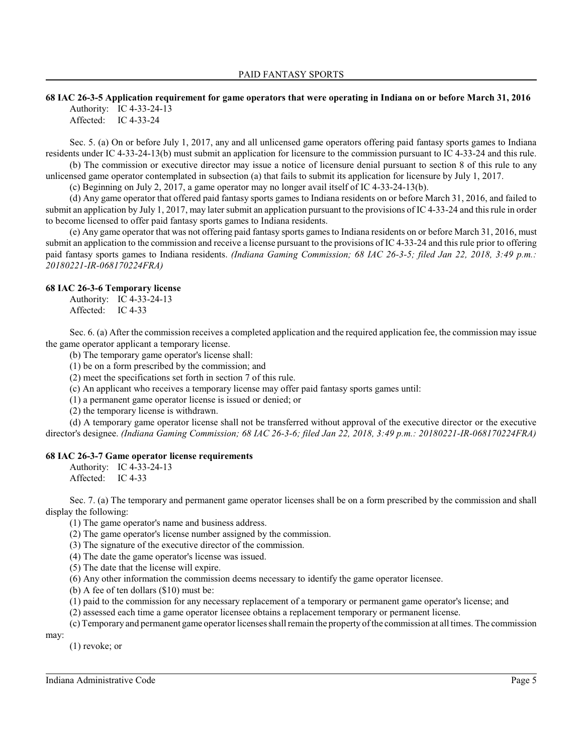### 68 IAC 26-3-5 Application requirement for game operators that were operating in Indiana on or before March 31, 2016

Authority: IC 4-33-24-13
Affected: IC 4-33-24

Sec. 5. (a) On or before July 1, 2017, any and all unlicensed game operators offering paid fantasy sports games to Indiana residents under IC 4-33-24-13(b) must submit an application for licensure to the commission pursuant to IC 4-33-24 and this rule.

(b) The commission or executive director may issue a notice of licensure denial pursuant to section 8 of this rule to any unlicensed game operator contemplated in subsection (a) that fails to submit its application for licensure by July 1, 2017.

(c) Beginning on July 2, 2017, a game operator may no longer avail itself of IC 4-33-24-13(b).

(d) Any game operator that offered paid fantasy sports games to Indiana residents on or before March 31, 2016, and failed to submit an application by July 1, 2017, may later submit an application pursuant to the provisions of IC 4-33-24 and this rule in order to become licensed to offer paid fantasy sports games to Indiana residents.

(e) Any game operator that was not offering paid fantasy sports games to Indiana residents on or before March 31, 2016, must submit an application to the commission and receive a license pursuant to the provisions of IC 4-33-24 and this rule prior to offering paid fantasy sports games to Indiana residents. *(Indiana Gaming Commission; 68 IAC 26-3-5; filed Jan 22, 2018, 3:49 p.m.: 20180221-IR-068170224FRA)*

### 68 IAC 26-3-6 Temporary license

Authority: IC 4-33-24-13
Affected: IC 4-33

Sec. 6. (a) After the commission receives a completed application and the required application fee, the commission may issue the game operator applicant a temporary license.

(b) The temporary game operator's license shall:

(1) be on a form prescribed by the commission; and

(2) meet the specifications set forth in section 7 of this rule.

(c) An applicant who receives a temporary license may offer paid fantasy sports games until:

(1) a permanent game operator license is issued or denied; or

(2) the temporary license is withdrawn.

(d) A temporary game operator license shall not be transferred without approval of the executive director or the executive director's designee. *(Indiana Gaming Commission; 68 IAC 26-3-6; filed Jan 22, 2018, 3:49 p.m.: 20180221-IR-068170224FRA)*

### 68 IAC 26-3-7 Game operator license requirements

Authority: IC 4-33-24-13
Affected: IC 4-33

Sec. 7. (a) The temporary and permanent game operator licenses shall be on a form prescribed by the commission and shall display the following:

(1) The game operator's name and business address.

(2) The game operator's license number assigned by the commission.

(3) The signature of the executive director of the commission.

(4) The date the game operator's license was issued.

(5) The date that the license will expire.

(6) Any other information the commission deems necessary to identify the game operator licensee.

(b) A fee of ten dollars ($10) must be:

(1) paid to the commission for any necessary replacement of a temporary or permanent game operator's license; and

(2) assessed each time a game operator licensee obtains a replacement temporary or permanent license.

(c) Temporary and permanent game operator licenses shall remain the property of the commission at all times. The commission may:

(1) revoke; or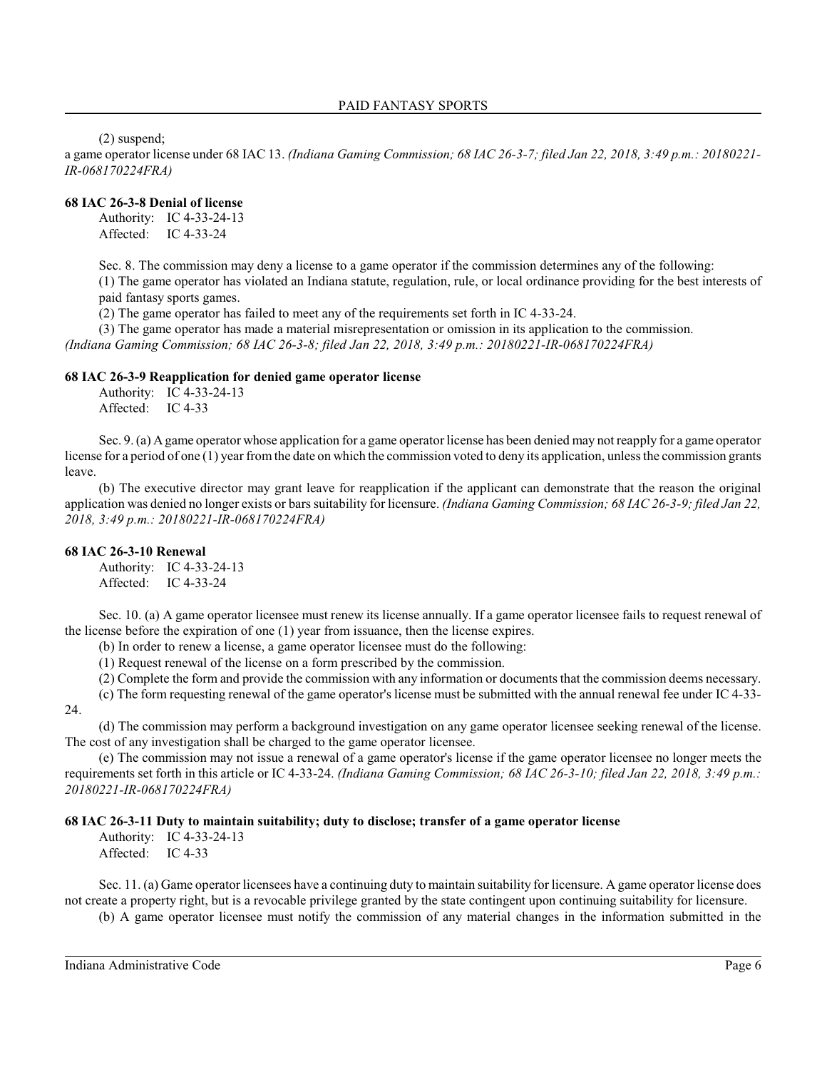(2) suspend;

a game operator license under 68 IAC 13. *(Indiana Gaming Commission; 68 IAC 26-3-7; filed Jan 22, 2018, 3:49 p.m.: 20180221-IR-068170224FRA)*

### 68 IAC 26-3-8 Denial of license

Authority: IC 4-33-24-13
Affected: IC 4-33-24

Sec. 8. The commission may deny a license to a game operator if the commission determines any of the following:

(1) The game operator has violated an Indiana statute, regulation, rule, or local ordinance providing for the best interests of paid fantasy sports games.

(2) The game operator has failed to meet any of the requirements set forth in IC 4-33-24.

(3) The game operator has made a material misrepresentation or omission in its application to the commission.

*(Indiana Gaming Commission; 68 IAC 26-3-8; filed Jan 22, 2018, 3:49 p.m.: 20180221-IR-068170224FRA)*

### 68 IAC 26-3-9 Reapplication for denied game operator license

Authority: IC 4-33-24-13
Affected: IC 4-33

Sec. 9. (a) A game operator whose application for a game operator license has been denied may not reapply for a game operator license for a period of one (1) year from the date on which the commission voted to deny its application, unless the commission grants leave.

(b) The executive director may grant leave for reapplication if the applicant can demonstrate that the reason the original application was denied no longer exists or bars suitability for licensure. *(Indiana Gaming Commission; 68 IAC 26-3-9; filed Jan 22, 2018, 3:49 p.m.: 20180221-IR-068170224FRA)*

### 68 IAC 26-3-10 Renewal

Authority: IC 4-33-24-13
Affected: IC 4-33-24

Sec. 10. (a) A game operator licensee must renew its license annually. If a game operator licensee fails to request renewal of the license before the expiration of one (1) year from issuance, then the license expires.

(b) In order to renew a license, a game operator licensee must do the following:

(1) Request renewal of the license on a form prescribed by the commission.

(2) Complete the form and provide the commission with any information or documents that the commission deems necessary.

(c) The form requesting renewal of the game operator's license must be submitted with the annual renewal fee under IC 4-33-24.

(d) The commission may perform a background investigation on any game operator licensee seeking renewal of the license. The cost of any investigation shall be charged to the game operator licensee.

(e) The commission may not issue a renewal of a game operator's license if the game operator licensee no longer meets the requirements set forth in this article or IC 4-33-24. *(Indiana Gaming Commission; 68 IAC 26-3-10; filed Jan 22, 2018, 3:49 p.m.: 20180221-IR-068170224FRA)*

### 68 IAC 26-3-11 Duty to maintain suitability; duty to disclose; transfer of a game operator license

Authority: IC 4-33-24-13
Affected: IC 4-33

Sec. 11. (a) Game operator licensees have a continuing duty to maintain suitability for licensure. A game operator license does not create a property right, but is a revocable privilege granted by the state contingent upon continuing suitability for licensure.

(b) A game operator licensee must notify the commission of any material changes in the information submitted in the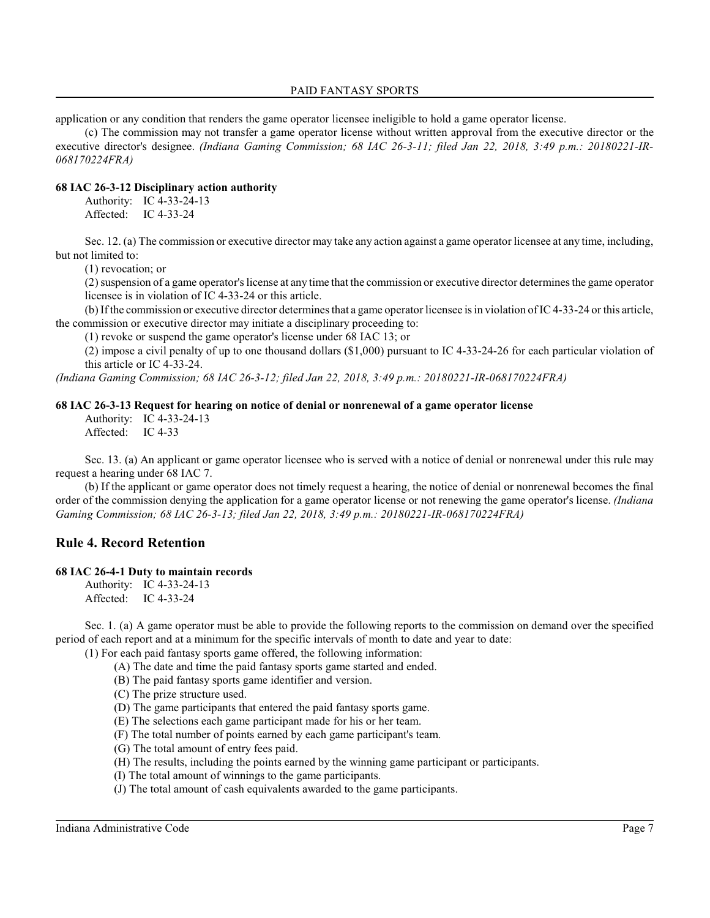application or any condition that renders the game operator licensee ineligible to hold a game operator license.

(c) The commission may not transfer a game operator license without written approval from the executive director or the executive director's designee. *(Indiana Gaming Commission; 68 IAC 26-3-11; filed Jan 22, 2018, 3:49 p.m.: 20180221-IR-068170224FRA)*

**68 IAC 26-3-12 Disciplinary action authority**

Authority: IC 4-33-24-13
Affected: IC 4-33-24

Sec. 12. (a) The commission or executive director may take any action against a game operator licensee at any time, including, but not limited to:

(1) revocation; or

(2) suspension of a game operator's license at any time that the commission or executive director determines the game operator licensee is in violation of IC 4-33-24 or this article.

(b) If the commission or executive director determines that a game operator licensee is in violation of IC 4-33-24 or this article, the commission or executive director may initiate a disciplinary proceeding to:

(1) revoke or suspend the game operator's license under 68 IAC 13; or

(2) impose a civil penalty of up to one thousand dollars ($1,000) pursuant to IC 4-33-24-26 for each particular violation of this article or IC 4-33-24.

*(Indiana Gaming Commission; 68 IAC 26-3-12; filed Jan 22, 2018, 3:49 p.m.: 20180221-IR-068170224FRA)*

**68 IAC 26-3-13 Request for hearing on notice of denial or nonrenewal of a game operator license**

Authority: IC 4-33-24-13
Affected: IC 4-33

Sec. 13. (a) An applicant or game operator licensee who is served with a notice of denial or nonrenewal under this rule may request a hearing under 68 IAC 7.

(b) If the applicant or game operator does not timely request a hearing, the notice of denial or nonrenewal becomes the final order of the commission denying the application for a game operator license or not renewing the game operator's license. *(Indiana Gaming Commission; 68 IAC 26-3-13; filed Jan 22, 2018, 3:49 p.m.: 20180221-IR-068170224FRA)*

## Rule 4. Record Retention

**68 IAC 26-4-1 Duty to maintain records**

Authority: IC 4-33-24-13
Affected: IC 4-33-24

Sec. 1. (a) A game operator must be able to provide the following reports to the commission on demand over the specified period of each report and at a minimum for the specific intervals of month to date and year to date:

(1) For each paid fantasy sports game offered, the following information:

(A) The date and time the paid fantasy sports game started and ended.

(B) The paid fantasy sports game identifier and version.

(C) The prize structure used.

(D) The game participants that entered the paid fantasy sports game.

(E) The selections each game participant made for his or her team.

(F) The total number of points earned by each game participant's team.

(G) The total amount of entry fees paid.

(H) The results, including the points earned by the winning game participant or participants.

(I) The total amount of winnings to the game participants.

(J) The total amount of cash equivalents awarded to the game participants.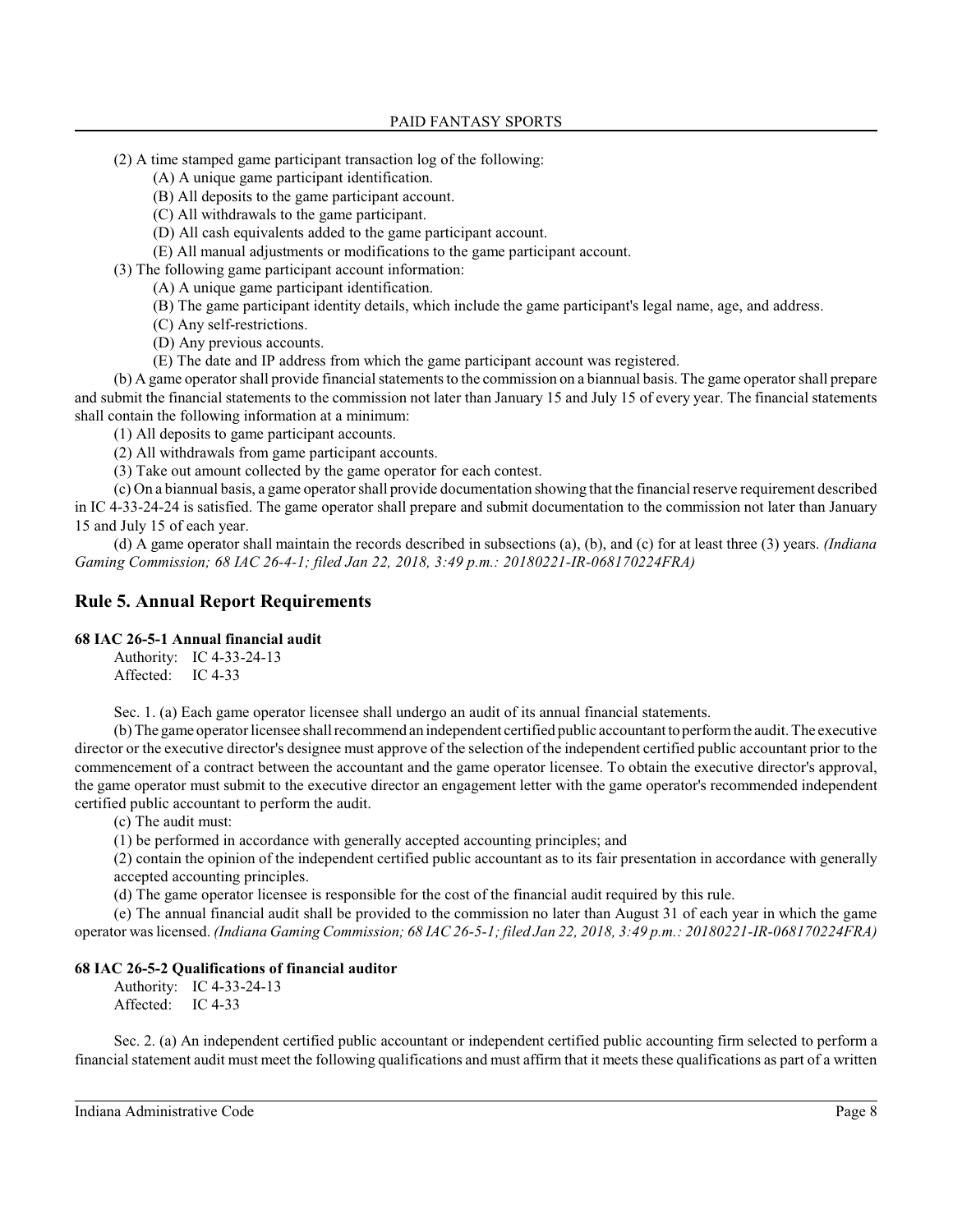(2) A time stamped game participant transaction log of the following:

(A) A unique game participant identification.

(B) All deposits to the game participant account.

(C) All withdrawals to the game participant.

(D) All cash equivalents added to the game participant account.

(E) All manual adjustments or modifications to the game participant account.

(3) The following game participant account information:

(A) A unique game participant identification.

(B) The game participant identity details, which include the game participant's legal name, age, and address.

(C) Any self-restrictions.

(D) Any previous accounts.

(E) The date and IP address from which the game participant account was registered.

(b) A game operator shall provide financial statements to the commission on a biannual basis. The game operator shall prepare and submit the financial statements to the commission not later than January 15 and July 15 of every year. The financial statements shall contain the following information at a minimum:

(1) All deposits to game participant accounts.

(2) All withdrawals from game participant accounts.

(3) Take out amount collected by the game operator for each contest.

(c) On a biannual basis, a game operator shall provide documentation showing that the financial reserve requirement described in IC 4-33-24-24 is satisfied. The game operator shall prepare and submit documentation to the commission not later than January 15 and July 15 of each year.

(d) A game operator shall maintain the records described in subsections (a), (b), and (c) for at least three (3) years. *(Indiana Gaming Commission; 68 IAC 26-4-1; filed Jan 22, 2018, 3:49 p.m.: 20180221-IR-068170224FRA)*

## Rule 5. Annual Report Requirements

**68 IAC 26-5-1 Annual financial audit**

Authority: IC 4-33-24-13
Affected: IC 4-33

Sec. 1. (a) Each game operator licensee shall undergo an audit of its annual financial statements.

(b) The game operator licensee shall recommend an independent certified public accountant to perform the audit. The executive director or the executive director's designee must approve of the selection of the independent certified public accountant prior to the commencement of a contract between the accountant and the game operator licensee. To obtain the executive director's approval, the game operator must submit to the executive director an engagement letter with the game operator's recommended independent certified public accountant to perform the audit.

(c) The audit must:

(1) be performed in accordance with generally accepted accounting principles; and

(2) contain the opinion of the independent certified public accountant as to its fair presentation in accordance with generally accepted accounting principles.

(d) The game operator licensee is responsible for the cost of the financial audit required by this rule.

(e) The annual financial audit shall be provided to the commission no later than August 31 of each year in which the game operator was licensed. *(Indiana Gaming Commission; 68 IAC 26-5-1; filed Jan 22, 2018, 3:49 p.m.: 20180221-IR-068170224FRA)*

**68 IAC 26-5-2 Qualifications of financial auditor**

Authority: IC 4-33-24-13
Affected: IC 4-33

Sec. 2. (a) An independent certified public accountant or independent certified public accounting firm selected to perform a financial statement audit must meet the following qualifications and must affirm that it meets these qualifications as part of a written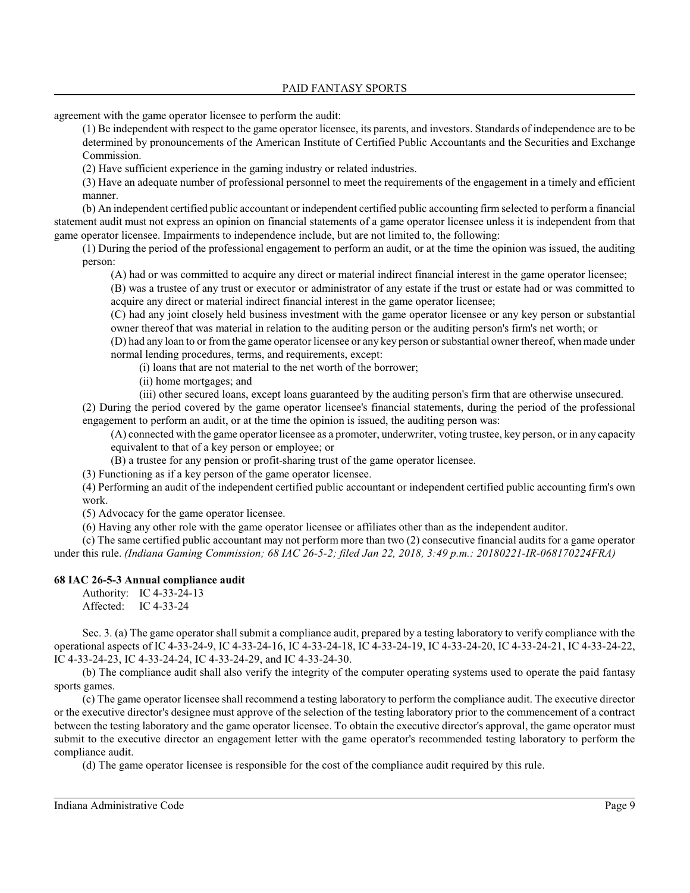agreement with the game operator licensee to perform the audit:

(1) Be independent with respect to the game operator licensee, its parents, and investors. Standards of independence are to be determined by pronouncements of the American Institute of Certified Public Accountants and the Securities and Exchange Commission.

(2) Have sufficient experience in the gaming industry or related industries.

(3) Have an adequate number of professional personnel to meet the requirements of the engagement in a timely and efficient manner.

(b) An independent certified public accountant or independent certified public accounting firm selected to perform a financial statement audit must not express an opinion on financial statements of a game operator licensee unless it is independent from that game operator licensee. Impairments to independence include, but are not limited to, the following:

(1) During the period of the professional engagement to perform an audit, or at the time the opinion was issued, the auditing person:

(A) had or was committed to acquire any direct or material indirect financial interest in the game operator licensee;

(B) was a trustee of any trust or executor or administrator of any estate if the trust or estate had or was committed to acquire any direct or material indirect financial interest in the game operator licensee;

(C) had any joint closely held business investment with the game operator licensee or any key person or substantial owner thereof that was material in relation to the auditing person or the auditing person's firm's net worth; or

(D) had any loan to or from the game operator licensee or any key person or substantial owner thereof, when made under normal lending procedures, terms, and requirements, except:

(i) loans that are not material to the net worth of the borrower;

(ii) home mortgages; and

(iii) other secured loans, except loans guaranteed by the auditing person's firm that are otherwise unsecured.

(2) During the period covered by the game operator licensee's financial statements, during the period of the professional engagement to perform an audit, or at the time the opinion is issued, the auditing person was:

(A) connected with the game operator licensee as a promoter, underwriter, voting trustee, key person, or in any capacity equivalent to that of a key person or employee; or

(B) a trustee for any pension or profit-sharing trust of the game operator licensee.

(3) Functioning as if a key person of the game operator licensee.

(4) Performing an audit of the independent certified public accountant or independent certified public accounting firm's own work.

(5) Advocacy for the game operator licensee.

(6) Having any other role with the game operator licensee or affiliates other than as the independent auditor.

(c) The same certified public accountant may not perform more than two (2) consecutive financial audits for a game operator under this rule. *(Indiana Gaming Commission; 68 IAC 26-5-2; filed Jan 22, 2018, 3:49 p.m.: 20180221-IR-068170224FRA)*

**68 IAC 26-5-3 Annual compliance audit**

Authority: IC 4-33-24-13
Affected: IC 4-33-24

Sec. 3. (a) The game operator shall submit a compliance audit, prepared by a testing laboratory to verify compliance with the operational aspects of IC 4-33-24-9, IC 4-33-24-16, IC 4-33-24-18, IC 4-33-24-19, IC 4-33-24-20, IC 4-33-24-21, IC 4-33-24-22, IC 4-33-24-23, IC 4-33-24-24, IC 4-33-24-29, and IC 4-33-24-30.

(b) The compliance audit shall also verify the integrity of the computer operating systems used to operate the paid fantasy sports games.

(c) The game operator licensee shall recommend a testing laboratory to perform the compliance audit. The executive director or the executive director's designee must approve of the selection of the testing laboratory prior to the commencement of a contract between the testing laboratory and the game operator licensee. To obtain the executive director's approval, the game operator must submit to the executive director an engagement letter with the game operator's recommended testing laboratory to perform the compliance audit.

(d) The game operator licensee is responsible for the cost of the compliance audit required by this rule.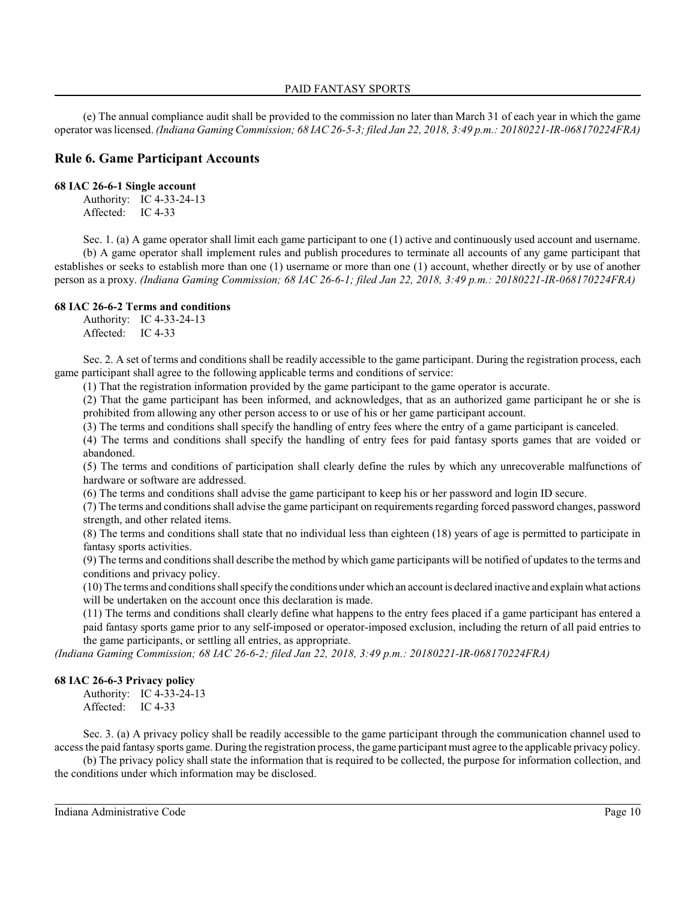(e) The annual compliance audit shall be provided to the commission no later than March 31 of each year in which the game operator was licensed. *(Indiana Gaming Commission; 68 IAC 26-5-3; filed Jan 22, 2018, 3:49 p.m.: 20180221-IR-068170224FRA)*

## Rule 6. Game Participant Accounts

**68 IAC 26-6-1 Single account**

Authority: IC 4-33-24-13
Affected: IC 4-33

Sec. 1. (a) A game operator shall limit each game participant to one (1) active and continuously used account and username.

(b) A game operator shall implement rules and publish procedures to terminate all accounts of any game participant that establishes or seeks to establish more than one (1) username or more than one (1) account, whether directly or by use of another person as a proxy. *(Indiana Gaming Commission; 68 IAC 26-6-1; filed Jan 22, 2018, 3:49 p.m.: 20180221-IR-068170224FRA)*

**68 IAC 26-6-2 Terms and conditions**

Authority: IC 4-33-24-13
Affected: IC 4-33

Sec. 2. A set of terms and conditions shall be readily accessible to the game participant. During the registration process, each game participant shall agree to the following applicable terms and conditions of service:

(1) That the registration information provided by the game participant to the game operator is accurate.

(2) That the game participant has been informed, and acknowledges, that as an authorized game participant he or she is prohibited from allowing any other person access to or use of his or her game participant account.

(3) The terms and conditions shall specify the handling of entry fees where the entry of a game participant is canceled.

(4) The terms and conditions shall specify the handling of entry fees for paid fantasy sports games that are voided or abandoned.

(5) The terms and conditions of participation shall clearly define the rules by which any unrecoverable malfunctions of hardware or software are addressed.

(6) The terms and conditions shall advise the game participant to keep his or her password and login ID secure.

(7) The terms and conditions shall advise the game participant on requirements regarding forced password changes, password strength, and other related items.

(8) The terms and conditions shall state that no individual less than eighteen (18) years of age is permitted to participate in fantasy sports activities.

(9) The terms and conditions shall describe the method by which game participants will be notified of updates to the terms and conditions and privacy policy.

(10) The terms and conditions shall specify the conditions under which an account is declared inactive and explain what actions will be undertaken on the account once this declaration is made.

(11) The terms and conditions shall clearly define what happens to the entry fees placed if a game participant has entered a paid fantasy sports game prior to any self-imposed or operator-imposed exclusion, including the return of all paid entries to the game participants, or settling all entries, as appropriate.

*(Indiana Gaming Commission; 68 IAC 26-6-2; filed Jan 22, 2018, 3:49 p.m.: 20180221-IR-068170224FRA)*

**68 IAC 26-6-3 Privacy policy**

Authority: IC 4-33-24-13
Affected: IC 4-33

Sec. 3. (a) A privacy policy shall be readily accessible to the game participant through the communication channel used to access the paid fantasy sports game. During the registration process, the game participant must agree to the applicable privacy policy.

(b) The privacy policy shall state the information that is required to be collected, the purpose for information collection, and the conditions under which information may be disclosed.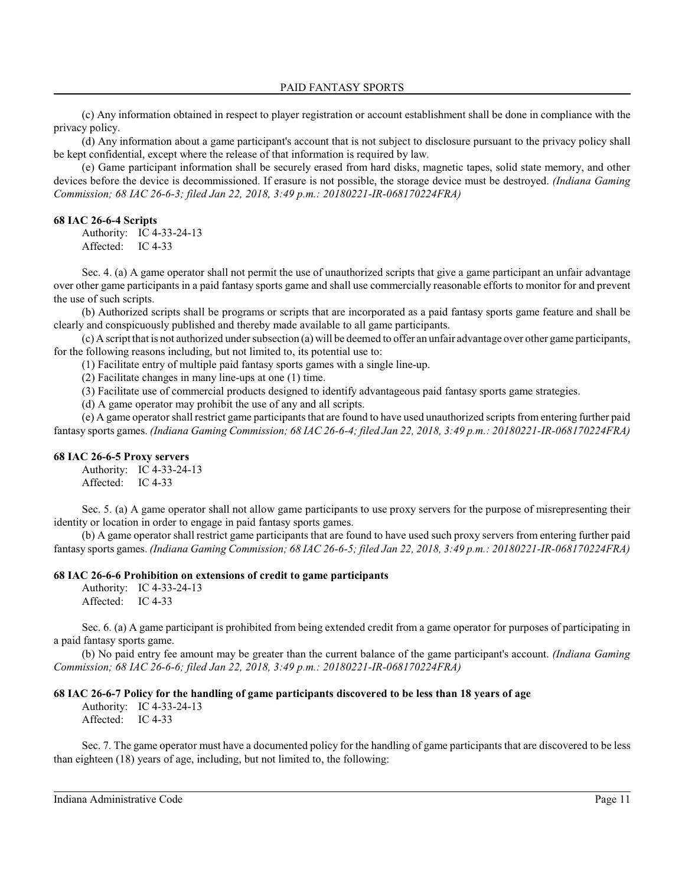(c) Any information obtained in respect to player registration or account establishment shall be done in compliance with the privacy policy.

(d) Any information about a game participant's account that is not subject to disclosure pursuant to the privacy policy shall be kept confidential, except where the release of that information is required by law.

(e) Game participant information shall be securely erased from hard disks, magnetic tapes, solid state memory, and other devices before the device is decommissioned. If erasure is not possible, the storage device must be destroyed. *(Indiana Gaming Commission; 68 IAC 26-6-3; filed Jan 22, 2018, 3:49 p.m.: 20180221-IR-068170224FRA)*

### 68 IAC 26-6-4 Scripts

Authority: IC 4-33-24-13
Affected: IC 4-33

Sec. 4. (a) A game operator shall not permit the use of unauthorized scripts that give a game participant an unfair advantage over other game participants in a paid fantasy sports game and shall use commercially reasonable efforts to monitor for and prevent the use of such scripts.

(b) Authorized scripts shall be programs or scripts that are incorporated as a paid fantasy sports game feature and shall be clearly and conspicuously published and thereby made available to all game participants.

(c) A script that is not authorized under subsection (a) will be deemed to offer an unfair advantage over other game participants, for the following reasons including, but not limited to, its potential use to:

(1) Facilitate entry of multiple paid fantasy sports games with a single line-up.

(2) Facilitate changes in many line-ups at one (1) time.

(3) Facilitate use of commercial products designed to identify advantageous paid fantasy sports game strategies.

(d) A game operator may prohibit the use of any and all scripts.

(e) A game operator shall restrict game participants that are found to have used unauthorized scripts from entering further paid fantasy sports games. *(Indiana Gaming Commission; 68 IAC 26-6-4; filed Jan 22, 2018, 3:49 p.m.: 20180221-IR-068170224FRA)*

### 68 IAC 26-6-5 Proxy servers

Authority: IC 4-33-24-13
Affected: IC 4-33

Sec. 5. (a) A game operator shall not allow game participants to use proxy servers for the purpose of misrepresenting their identity or location in order to engage in paid fantasy sports games.

(b) A game operator shall restrict game participants that are found to have used such proxy servers from entering further paid fantasy sports games. *(Indiana Gaming Commission; 68 IAC 26-6-5; filed Jan 22, 2018, 3:49 p.m.: 20180221-IR-068170224FRA)*

### 68 IAC 26-6-6 Prohibition on extensions of credit to game participants

Authority: IC 4-33-24-13
Affected: IC 4-33

Sec. 6. (a) A game participant is prohibited from being extended credit from a game operator for purposes of participating in a paid fantasy sports game.

(b) No paid entry fee amount may be greater than the current balance of the game participant's account. *(Indiana Gaming Commission; 68 IAC 26-6-6; filed Jan 22, 2018, 3:49 p.m.: 20180221-IR-068170224FRA)*

### 68 IAC 26-6-7 Policy for the handling of game participants discovered to be less than 18 years of age

Authority: IC 4-33-24-13
Affected: IC 4-33

Sec. 7. The game operator must have a documented policy for the handling of game participants that are discovered to be less than eighteen (18) years of age, including, but not limited to, the following: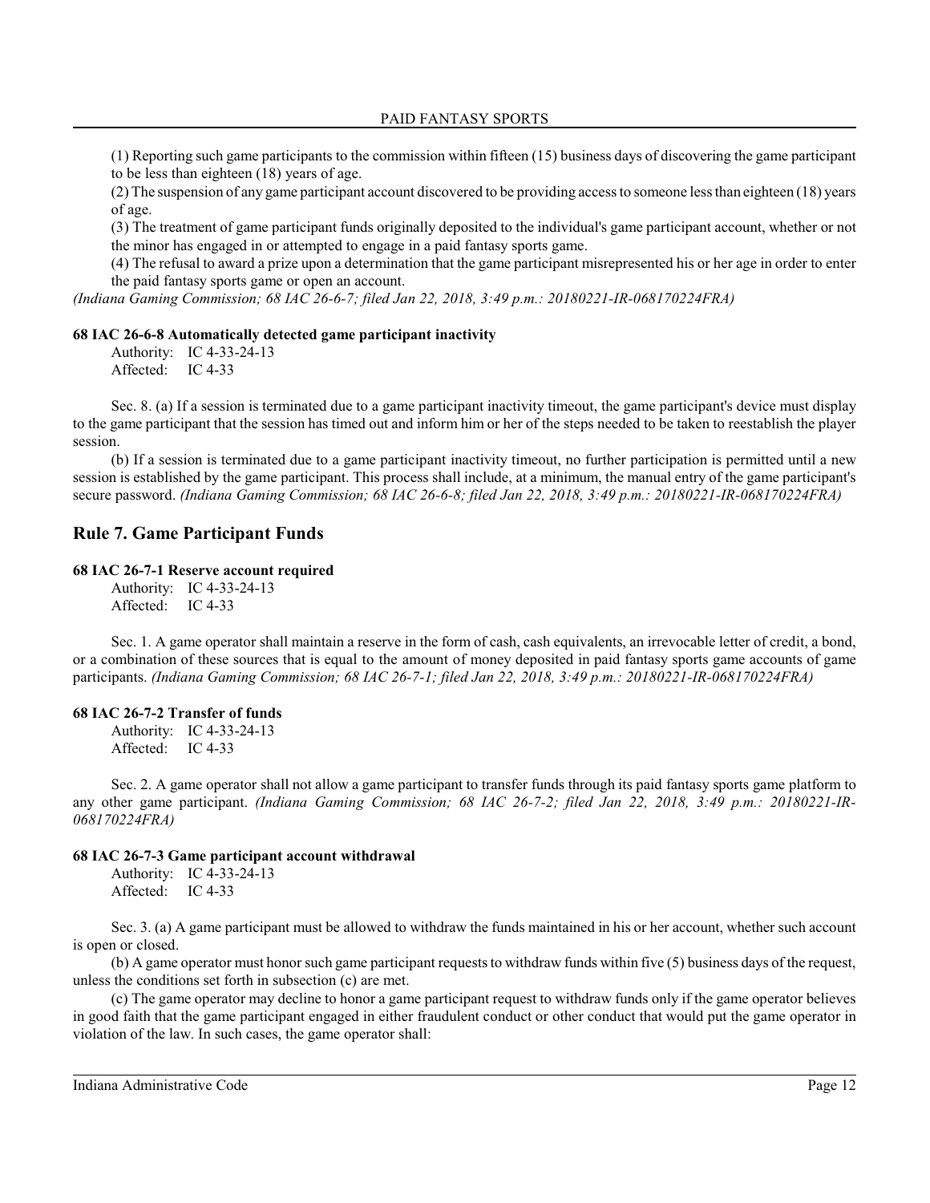(1) Reporting such game participants to the commission within fifteen (15) business days of discovering the game participant to be less than eighteen (18) years of age.

(2) The suspension of any game participant account discovered to be providing access to someone less than eighteen (18) years of age.

(3) The treatment of game participant funds originally deposited to the individual's game participant account, whether or not the minor has engaged in or attempted to engage in a paid fantasy sports game.

(4) The refusal to award a prize upon a determination that the game participant misrepresented his or her age in order to enter the paid fantasy sports game or open an account.

*(Indiana Gaming Commission; 68 IAC 26-6-7; filed Jan 22, 2018, 3:49 p.m.: 20180221-IR-068170224FRA)*

#### 68 IAC 26-6-8 Automatically detected game participant inactivity

Authority: IC 4-33-24-13
Affected: IC 4-33

Sec. 8. (a) If a session is terminated due to a game participant inactivity timeout, the game participant's device must display to the game participant that the session has timed out and inform him or her of the steps needed to be taken to reestablish the player session.

(b) If a session is terminated due to a game participant inactivity timeout, no further participation is permitted until a new session is established by the game participant. This process shall include, at a minimum, the manual entry of the game participant's secure password. *(Indiana Gaming Commission; 68 IAC 26-6-8; filed Jan 22, 2018, 3:49 p.m.: 20180221-IR-068170224FRA)*

## Rule 7. Game Participant Funds

#### 68 IAC 26-7-1 Reserve account required

Authority: IC 4-33-24-13
Affected: IC 4-33

Sec. 1. A game operator shall maintain a reserve in the form of cash, cash equivalents, an irrevocable letter of credit, a bond, or a combination of these sources that is equal to the amount of money deposited in paid fantasy sports game accounts of game participants. *(Indiana Gaming Commission; 68 IAC 26-7-1; filed Jan 22, 2018, 3:49 p.m.: 20180221-IR-068170224FRA)*

#### 68 IAC 26-7-2 Transfer of funds

Authority: IC 4-33-24-13
Affected: IC 4-33

Sec. 2. A game operator shall not allow a game participant to transfer funds through its paid fantasy sports game platform to any other game participant. *(Indiana Gaming Commission; 68 IAC 26-7-2; filed Jan 22, 2018, 3:49 p.m.: 20180221-IR-068170224FRA)*

#### 68 IAC 26-7-3 Game participant account withdrawal

Authority: IC 4-33-24-13
Affected: IC 4-33

Sec. 3. (a) A game participant must be allowed to withdraw the funds maintained in his or her account, whether such account is open or closed.

(b) A game operator must honor such game participant requests to withdraw funds within five (5) business days of the request, unless the conditions set forth in subsection (c) are met.

(c) The game operator may decline to honor a game participant request to withdraw funds only if the game operator believes in good faith that the game participant engaged in either fraudulent conduct or other conduct that would put the game operator in violation of the law. In such cases, the game operator shall: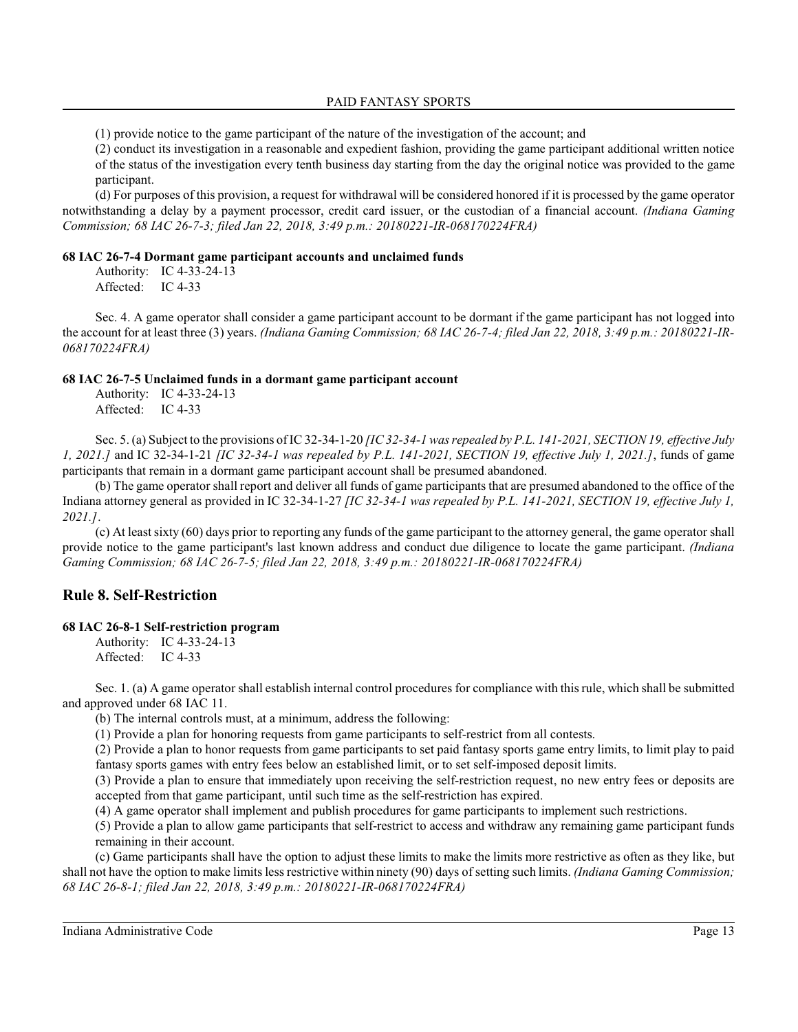(1) provide notice to the game participant of the nature of the investigation of the account; and

(2) conduct its investigation in a reasonable and expedient fashion, providing the game participant additional written notice of the status of the investigation every tenth business day starting from the day the original notice was provided to the game participant.

(d) For purposes of this provision, a request for withdrawal will be considered honored if it is processed by the game operator notwithstanding a delay by a payment processor, credit card issuer, or the custodian of a financial account. *(Indiana Gaming Commission; 68 IAC 26-7-3; filed Jan 22, 2018, 3:49 p.m.: 20180221-IR-068170224FRA)*

#### 68 IAC 26-7-4 Dormant game participant accounts and unclaimed funds

Authority: IC 4-33-24-13
Affected: IC 4-33

Sec. 4. A game operator shall consider a game participant account to be dormant if the game participant has not logged into the account for at least three (3) years. *(Indiana Gaming Commission; 68 IAC 26-7-4; filed Jan 22, 2018, 3:49 p.m.: 20180221-IR-068170224FRA)*

#### 68 IAC 26-7-5 Unclaimed funds in a dormant game participant account

Authority: IC 4-33-24-13
Affected: IC 4-33

Sec. 5. (a) Subject to the provisions of IC 32-34-1-20 *[IC 32-34-1 was repealed by P.L. 141-2021, SECTION 19, effective July 1, 2021.]* and IC 32-34-1-21 *[IC 32-34-1 was repealed by P.L. 141-2021, SECTION 19, effective July 1, 2021.]*, funds of game participants that remain in a dormant game participant account shall be presumed abandoned.

(b) The game operator shall report and deliver all funds of game participants that are presumed abandoned to the office of the Indiana attorney general as provided in IC 32-34-1-27 *[IC 32-34-1 was repealed by P.L. 141-2021, SECTION 19, effective July 1, 2021.]*.

(c) At least sixty (60) days prior to reporting any funds of the game participant to the attorney general, the game operator shall provide notice to the game participant's last known address and conduct due diligence to locate the game participant. *(Indiana Gaming Commission; 68 IAC 26-7-5; filed Jan 22, 2018, 3:49 p.m.: 20180221-IR-068170224FRA)*

## Rule 8. Self-Restriction

#### 68 IAC 26-8-1 Self-restriction program

Authority: IC 4-33-24-13
Affected: IC 4-33

Sec. 1. (a) A game operator shall establish internal control procedures for compliance with this rule, which shall be submitted and approved under 68 IAC 11.

(b) The internal controls must, at a minimum, address the following:

(1) Provide a plan for honoring requests from game participants to self-restrict from all contests.

(2) Provide a plan to honor requests from game participants to set paid fantasy sports game entry limits, to limit play to paid fantasy sports games with entry fees below an established limit, or to set self-imposed deposit limits.

(3) Provide a plan to ensure that immediately upon receiving the self-restriction request, no new entry fees or deposits are accepted from that game participant, until such time as the self-restriction has expired.

(4) A game operator shall implement and publish procedures for game participants to implement such restrictions.

(5) Provide a plan to allow game participants that self-restrict to access and withdraw any remaining game participant funds remaining in their account.

(c) Game participants shall have the option to adjust these limits to make the limits more restrictive as often as they like, but shall not have the option to make limits less restrictive within ninety (90) days of setting such limits. *(Indiana Gaming Commission; 68 IAC 26-8-1; filed Jan 22, 2018, 3:49 p.m.: 20180221-IR-068170224FRA)*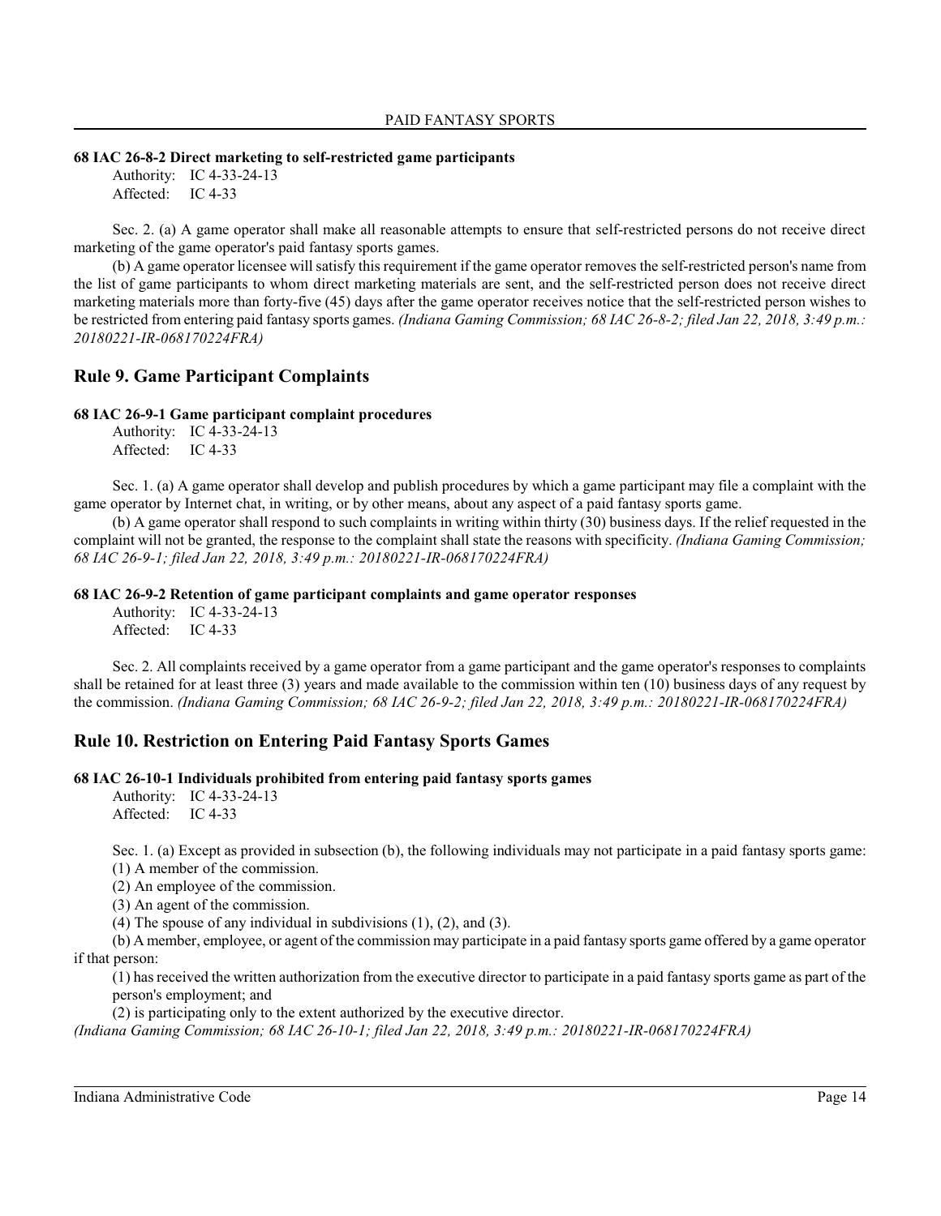**68 IAC 26-8-2 Direct marketing to self-restricted game participants**

Authority: IC 4-33-24-13
Affected: IC 4-33

Sec. 2. (a) A game operator shall make all reasonable attempts to ensure that self-restricted persons do not receive direct marketing of the game operator's paid fantasy sports games.

(b) A game operator licensee will satisfy this requirement if the game operator removes the self-restricted person's name from the list of game participants to whom direct marketing materials are sent, and the self-restricted person does not receive direct marketing materials more than forty-five (45) days after the game operator receives notice that the self-restricted person wishes to be restricted from entering paid fantasy sports games. *(Indiana Gaming Commission; 68 IAC 26-8-2; filed Jan 22, 2018, 3:49 p.m.: 20180221-IR-068170224FRA)*

## Rule 9. Game Participant Complaints

**68 IAC 26-9-1 Game participant complaint procedures**

Authority: IC 4-33-24-13
Affected: IC 4-33

Sec. 1. (a) A game operator shall develop and publish procedures by which a game participant may file a complaint with the game operator by Internet chat, in writing, or by other means, about any aspect of a paid fantasy sports game.

(b) A game operator shall respond to such complaints in writing within thirty (30) business days. If the relief requested in the complaint will not be granted, the response to the complaint shall state the reasons with specificity. *(Indiana Gaming Commission; 68 IAC 26-9-1; filed Jan 22, 2018, 3:49 p.m.: 20180221-IR-068170224FRA)*

**68 IAC 26-9-2 Retention of game participant complaints and game operator responses**

Authority: IC 4-33-24-13
Affected: IC 4-33

Sec. 2. All complaints received by a game operator from a game participant and the game operator's responses to complaints shall be retained for at least three (3) years and made available to the commission within ten (10) business days of any request by the commission. *(Indiana Gaming Commission; 68 IAC 26-9-2; filed Jan 22, 2018, 3:49 p.m.: 20180221-IR-068170224FRA)*

## Rule 10. Restriction on Entering Paid Fantasy Sports Games

**68 IAC 26-10-1 Individuals prohibited from entering paid fantasy sports games**

Authority: IC 4-33-24-13
Affected: IC 4-33

Sec. 1. (a) Except as provided in subsection (b), the following individuals may not participate in a paid fantasy sports game:

(1) A member of the commission.

(2) An employee of the commission.

(3) An agent of the commission.

(4) The spouse of any individual in subdivisions (1), (2), and (3).

(b) A member, employee, or agent of the commission may participate in a paid fantasy sports game offered by a game operator if that person:

(1) has received the written authorization from the executive director to participate in a paid fantasy sports game as part of the person's employment; and

(2) is participating only to the extent authorized by the executive director.

*(Indiana Gaming Commission; 68 IAC 26-10-1; filed Jan 22, 2018, 3:49 p.m.: 20180221-IR-068170224FRA)*